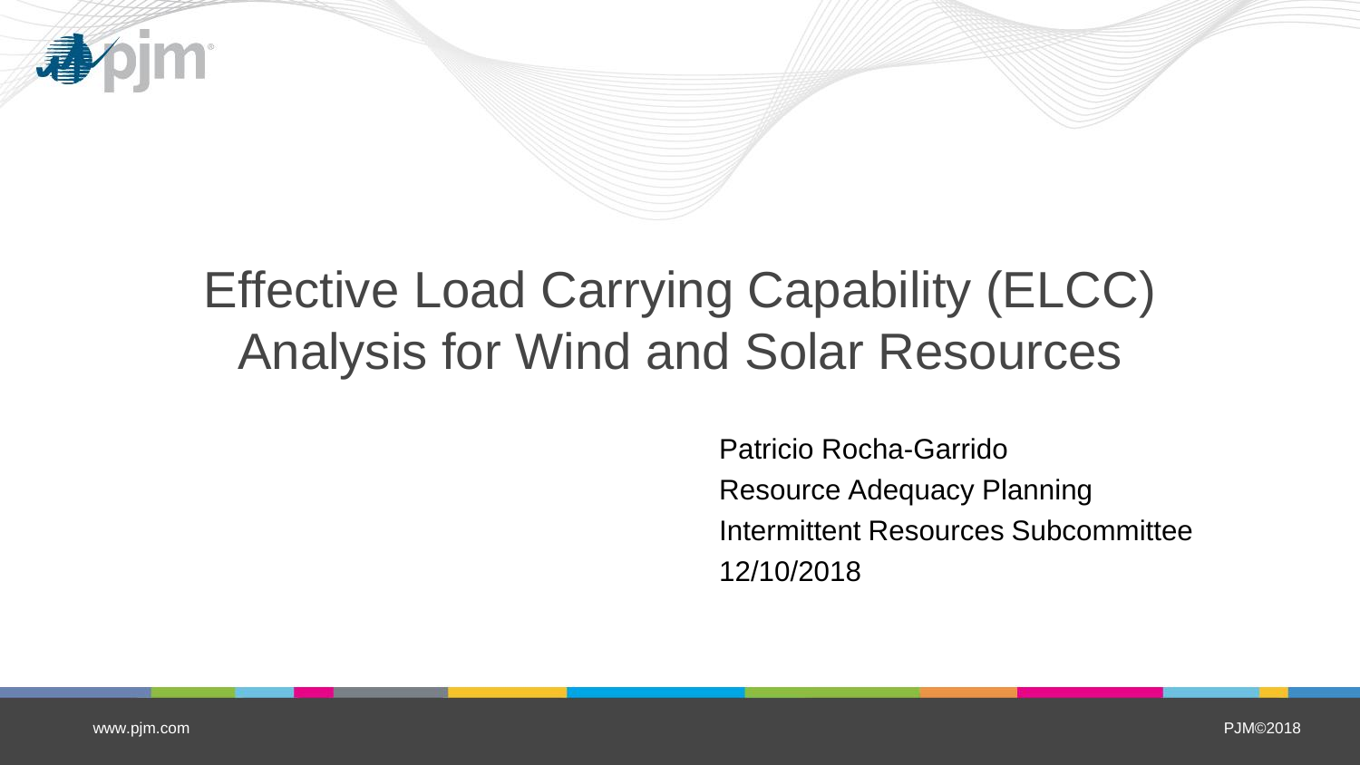# Effective Load Carrying Capability (ELCC) Analysis for Wind and Solar Resources

Patricio Rocha-Garrido

Resource Adequacy Planning

Intermittent Resources Subcommittee

12/10/2018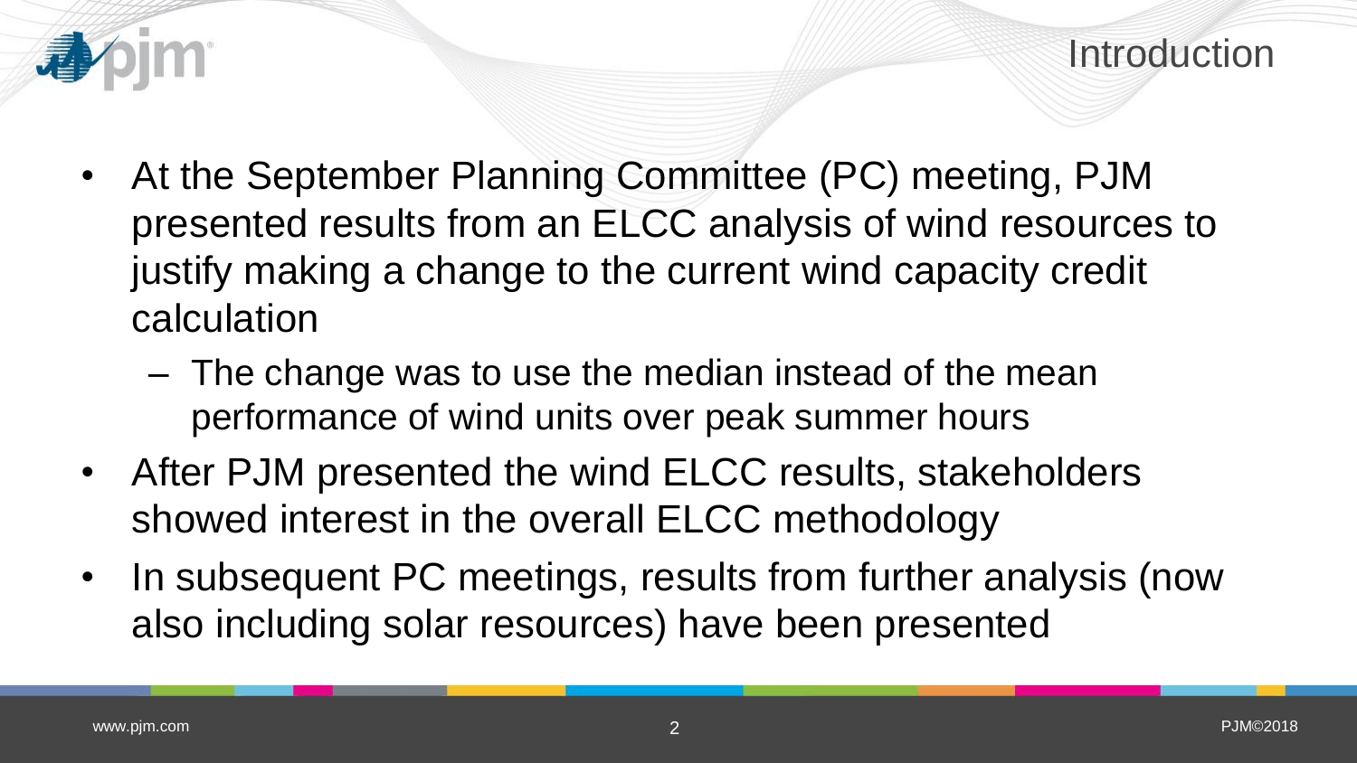# Introduction

- At the September Planning Committee (PC) meeting, PJM presented results from an ELCC analysis of wind resources to justify making a change to the current wind capacity credit calculation
  - The change was to use the median instead of the mean performance of wind units over peak summer hours
- After PJM presented the wind ELCC results, stakeholders showed interest in the overall ELCC methodology
- In subsequent PC meetings, results from further analysis (now also including solar resources) have been presented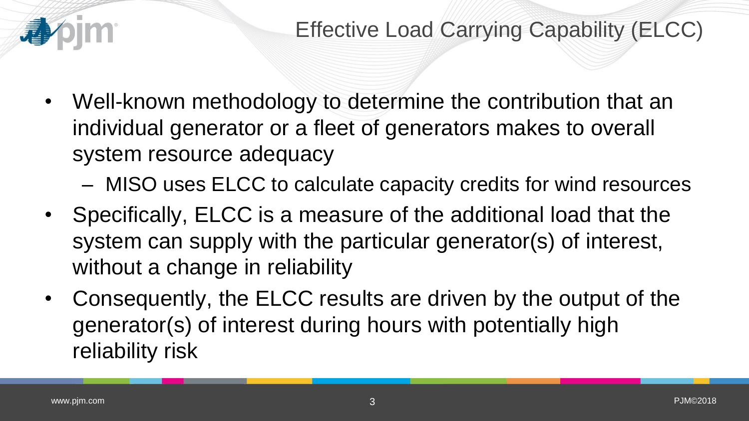# Effective Load Carrying Capability (ELCC)

- Well-known methodology to determine the contribution that an individual generator or a fleet of generators makes to overall system resource adequacy
  - MISO uses ELCC to calculate capacity credits for wind resources
- Specifically, ELCC is a measure of the additional load that the system can supply with the particular generator(s) of interest, without a change in reliability
- Consequently, the ELCC results are driven by the output of the generator(s) of interest during hours with potentially high reliability risk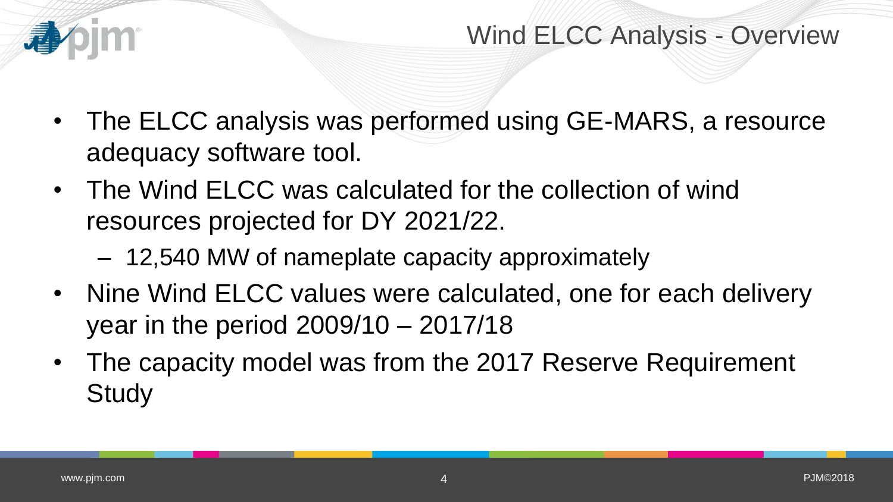# Wind ELCC Analysis - Overview

- The ELCC analysis was performed using GE-MARS, a resource adequacy software tool.
- The Wind ELCC was calculated for the collection of wind resources projected for DY 2021/22.
  - 12,540 MW of nameplate capacity approximately
- Nine Wind ELCC values were calculated, one for each delivery year in the period 2009/10 – 2017/18
- The capacity model was from the 2017 Reserve Requirement Study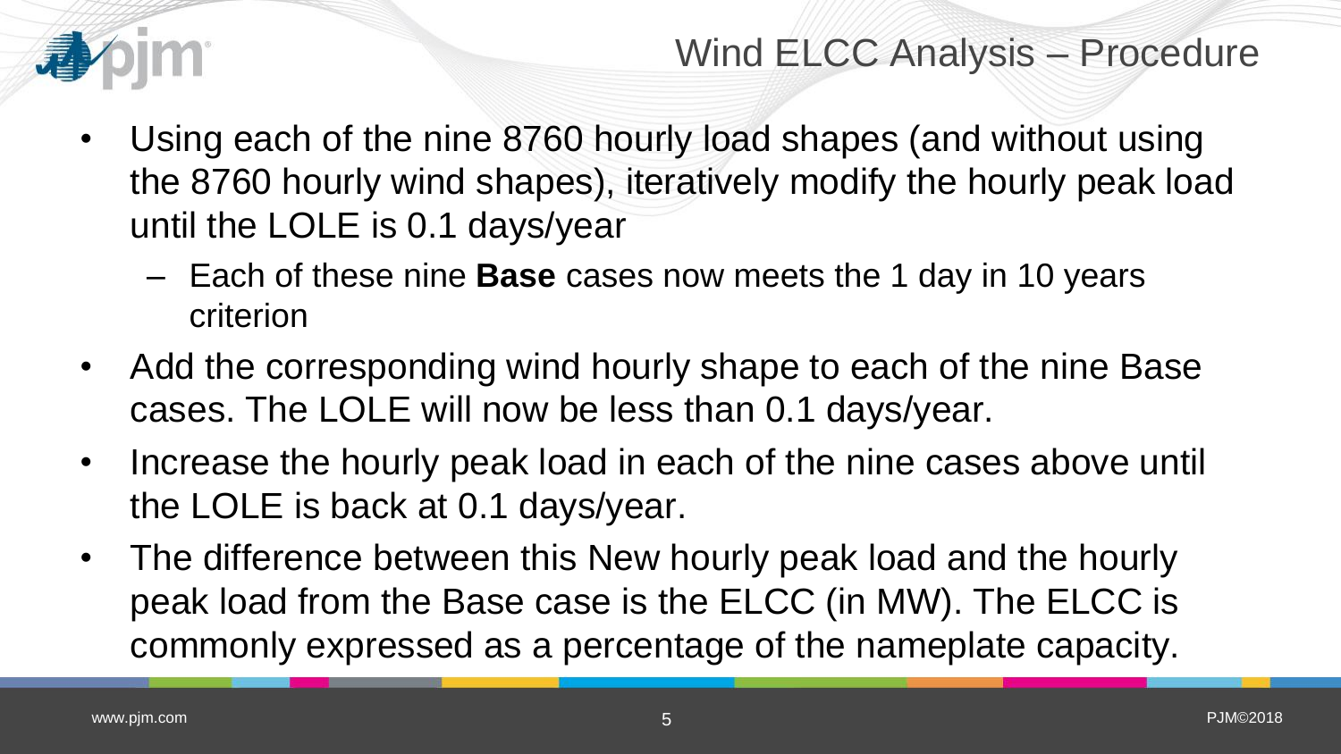# Wind ELCC Analysis – Procedure

- Using each of the nine 8760 hourly load shapes (and without using the 8760 hourly wind shapes), iteratively modify the hourly peak load until the LOLE is 0.1 days/year
  - Each of these nine **Base** cases now meets the 1 day in 10 years criterion
- Add the corresponding wind hourly shape to each of the nine Base cases. The LOLE will now be less than 0.1 days/year.
- Increase the hourly peak load in each of the nine cases above until the LOLE is back at 0.1 days/year.
- The difference between this New hourly peak load and the hourly peak load from the Base case is the ELCC (in MW). The ELCC is commonly expressed as a percentage of the nameplate capacity.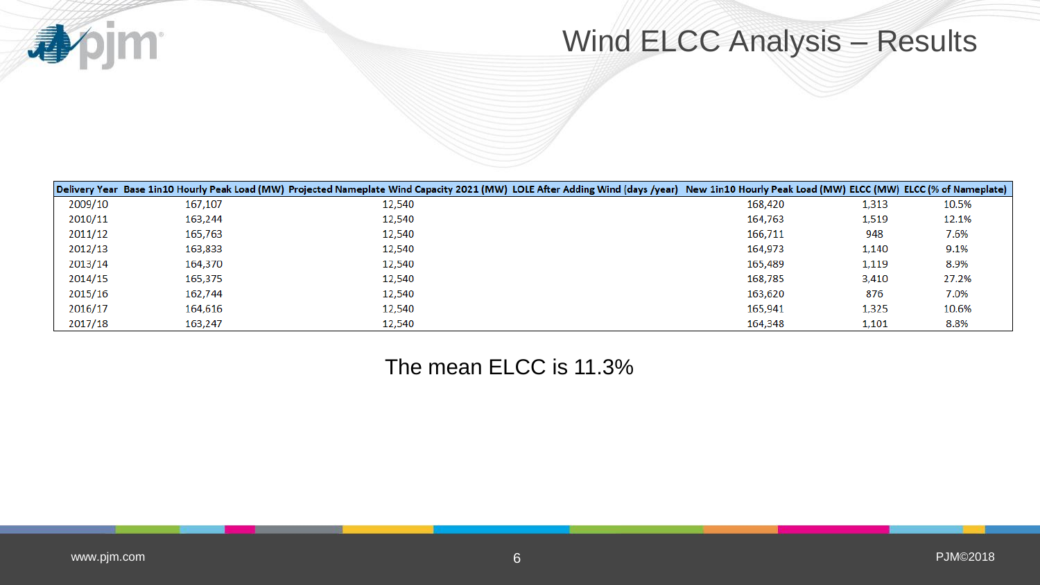# Wind ELCC Analysis – Results

| Delivery Year | Base 1in10 Hourly Peak Load (MW) | Projected Nameplate Wind Capacity 2021 (MW) | LOLE After Adding Wind (days /year) | New 1in10 Hourly Peak Load (MW) | ELCC (MW) | ELCC (% of Nameplate) |
|---|---|---|---|---|---|---|
| 2009/10 | 167,107 | 12,540 | | 168,420 | 1,313 | 10.5% |
| 2010/11 | 163,244 | 12,540 | | 164,763 | 1,519 | 12.1% |
| 2011/12 | 165,763 | 12,540 | | 166,711 | 948 | 7.6% |
| 2012/13 | 163,833 | 12,540 | | 164,973 | 1,140 | 9.1% |
| 2013/14 | 164,370 | 12,540 | | 165,489 | 1,119 | 8.9% |
| 2014/15 | 165,375 | 12,540 | | 168,785 | 3,410 | 27.2% |
| 2015/16 | 162,744 | 12,540 | | 163,620 | 876 | 7.0% |
| 2016/17 | 164,616 | 12,540 | | 165,941 | 1,325 | 10.6% |
| 2017/18 | 163,247 | 12,540 | | 164,348 | 1,101 | 8.8% |

The mean ELCC is 11.3%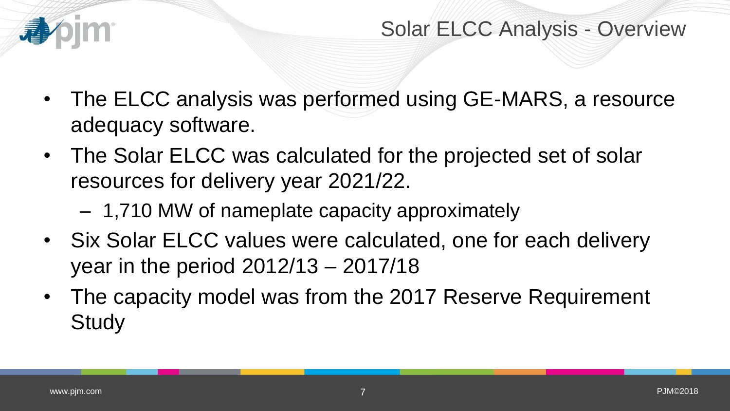# Solar ELCC Analysis - Overview

- The ELCC analysis was performed using GE-MARS, a resource adequacy software.
- The Solar ELCC was calculated for the projected set of solar resources for delivery year 2021/22.
  - 1,710 MW of nameplate capacity approximately
- Six Solar ELCC values were calculated, one for each delivery year in the period 2012/13 – 2017/18
- The capacity model was from the 2017 Reserve Requirement Study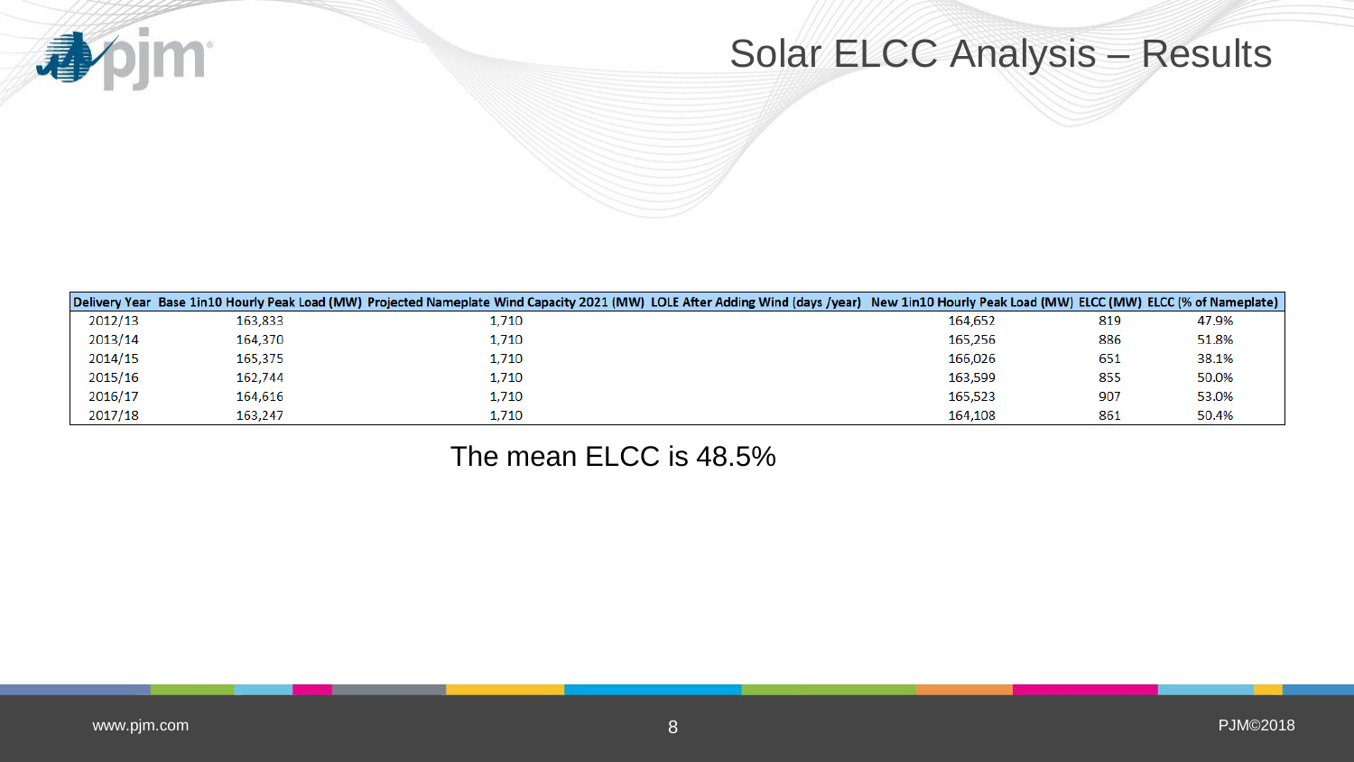# Solar ELCC Analysis – Results

| Delivery Year | Base 1in10 Hourly Peak Load (MW) | Projected Nameplate Wind Capacity 2021 (MW) | LOLE After Adding Wind (days /year) | New 1in10 Hourly Peak Load (MW) | ELCC (MW) | ELCC (% of Nameplate) |
|---|---|---|---|---|---|---|
| 2012/13 | 163,833 | 1,710 | | 164,652 | 819 | 47.9% |
| 2013/14 | 164,370 | 1,710 | | 165,256 | 886 | 51.8% |
| 2014/15 | 165,375 | 1,710 | | 166,026 | 651 | 38.1% |
| 2015/16 | 162,744 | 1,710 | | 163,599 | 855 | 50.0% |
| 2016/17 | 164,616 | 1,710 | | 165,523 | 907 | 53.0% |
| 2017/18 | 163,247 | 1,710 | | 164,108 | 861 | 50.4% |

The mean ELCC is 48.5%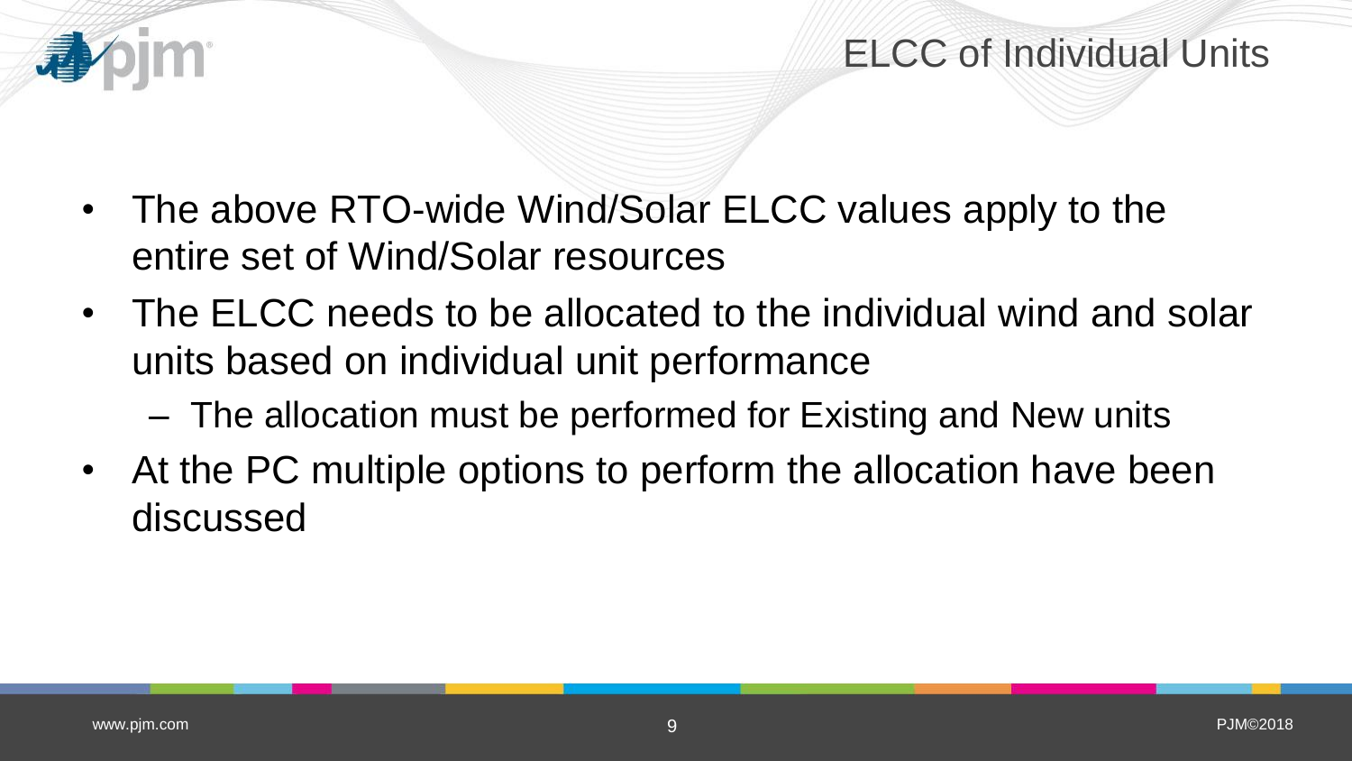# ELCC of Individual Units

- The above RTO-wide Wind/Solar ELCC values apply to the entire set of Wind/Solar resources
- The ELCC needs to be allocated to the individual wind and solar units based on individual unit performance
  - The allocation must be performed for Existing and New units
- At the PC multiple options to perform the allocation have been discussed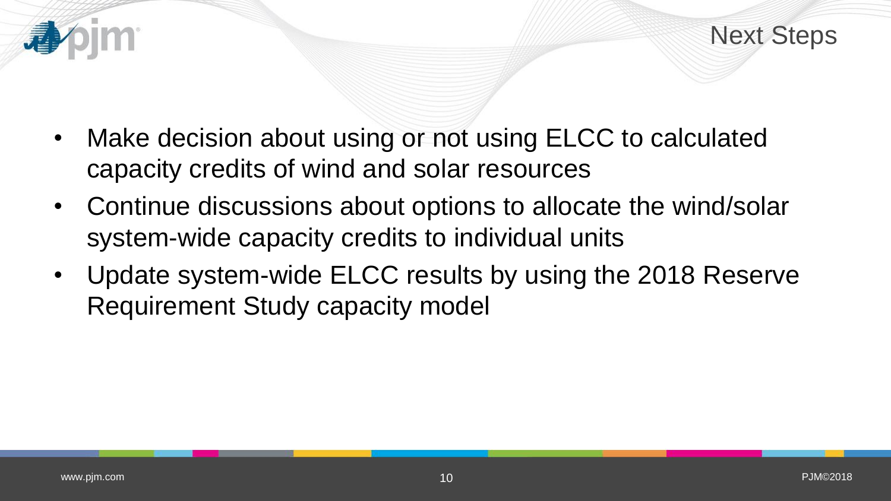# Next Steps

- Make decision about using or not using ELCC to calculated capacity credits of wind and solar resources
- Continue discussions about options to allocate the wind/solar system-wide capacity credits to individual units
- Update system-wide ELCC results by using the 2018 Reserve Requirement Study capacity model